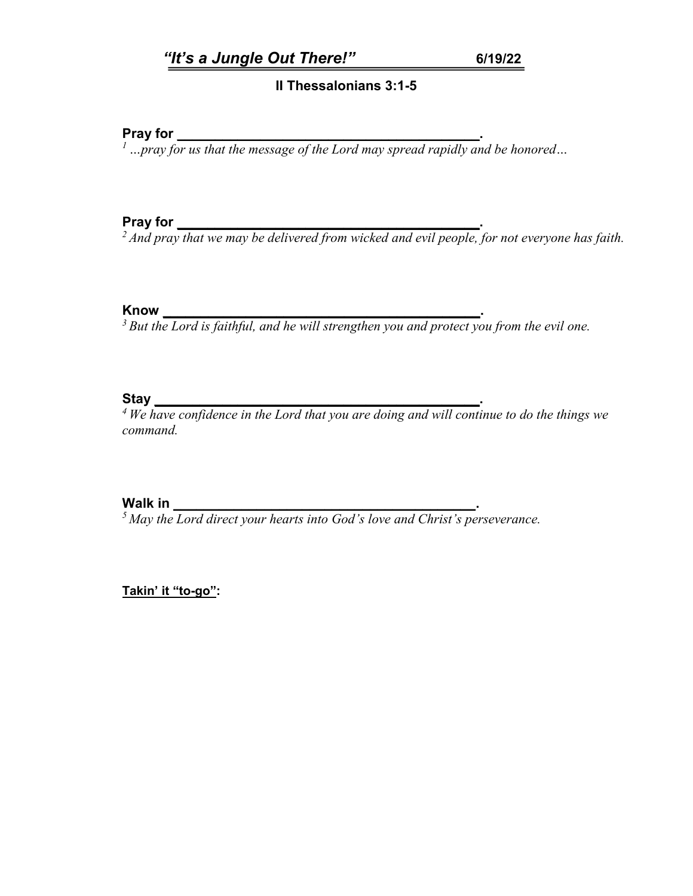# *"It's a Jungle Out There!"* 6/19/22

**II Thessalonians 3:1-5**

**Pray for \_\_\_\_\_\_\_\_\_\_\_\_\_\_\_\_\_\_\_\_\_\_\_\_\_\_\_\_\_\_\_\_\_\_\_\_\_\_\_\_.**

[1] *…pray for us that the message of the Lord may spread rapidly and be honored…*

**Pray for \_\_\_\_\_\_\_\_\_\_\_\_\_\_\_\_\_\_\_\_\_\_\_\_\_\_\_\_\_\_\_\_\_\_\_\_\_\_\_\_.**

[2] *And pray that we may be delivered from wicked and evil people, for not everyone has faith.*

**Know \_\_\_\_\_\_\_\_\_\_\_\_\_\_\_\_\_\_\_\_\_\_\_\_\_\_\_\_\_\_\_\_\_\_\_\_\_\_\_\_\_\_.**

[3] *But the Lord is faithful, and he will strengthen you and protect you from the evil one.*

**Stay \_\_\_\_\_\_\_\_\_\_\_\_\_\_\_\_\_\_\_\_\_\_\_\_\_\_\_\_\_\_\_\_\_\_\_\_\_\_\_\_\_\_\_.**

[4] *We have confidence in the Lord that you are doing and will continue to do the things we command.*

**Walk in \_\_\_\_\_\_\_\_\_\_\_\_\_\_\_\_\_\_\_\_\_\_\_\_\_\_\_\_\_\_\_\_\_\_\_\_\_\_\_\_.**

[5] *May the Lord direct your hearts into God's love and Christ's perseverance.*

**<u>Takin' it "to-go"</u>:**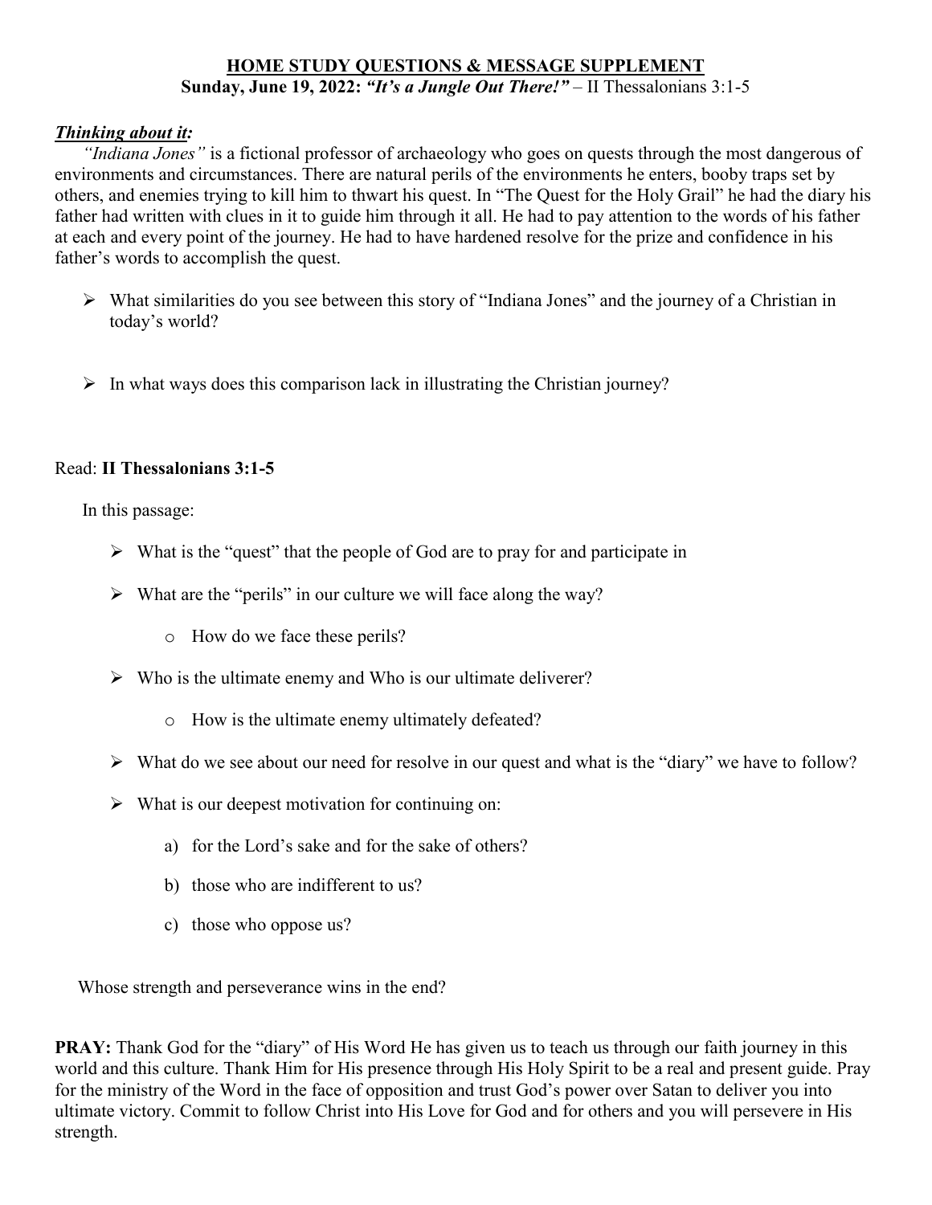# HOME STUDY QUESTIONS & MESSAGE SUPPLEMENT

**Sunday, June 19, 2022:** ***"It's a Jungle Out There!"*** – II Thessalonians 3:1-5

## ***Thinking about it:***

*"Indiana Jones"* is a fictional professor of archaeology who goes on quests through the most dangerous of environments and circumstances. There are natural perils of the environments he enters, booby traps set by others, and enemies trying to kill him to thwart his quest. In "The Quest for the Holy Grail" he had the diary his father had written with clues in it to guide him through it all. He had to pay attention to the words of his father at each and every point of the journey. He had to have hardened resolve for the prize and confidence in his father's words to accomplish the quest.

- What similarities do you see between this story of "Indiana Jones" and the journey of a Christian in today's world?
- In what ways does this comparison lack in illustrating the Christian journey?

Read: **II Thessalonians 3:1-5**

In this passage:

- What is the "quest" that the people of God are to pray for and participate in
- What are the "perils" in our culture we will face along the way?
  - How do we face these perils?
- Who is the ultimate enemy and Who is our ultimate deliverer?
  - How is the ultimate enemy ultimately defeated?
- What do we see about our need for resolve in our quest and what is the "diary" we have to follow?
- What is our deepest motivation for continuing on:
  a) for the Lord's sake and for the sake of others?
  b) those who are indifferent to us?
  c) those who oppose us?

Whose strength and perseverance wins in the end?

**PRAY:** Thank God for the "diary" of His Word He has given us to teach us through our faith journey in this world and this culture. Thank Him for His presence through His Holy Spirit to be a real and present guide. Pray for the ministry of the Word in the face of opposition and trust God's power over Satan to deliver you into ultimate victory. Commit to follow Christ into His Love for God and for others and you will persevere in His strength.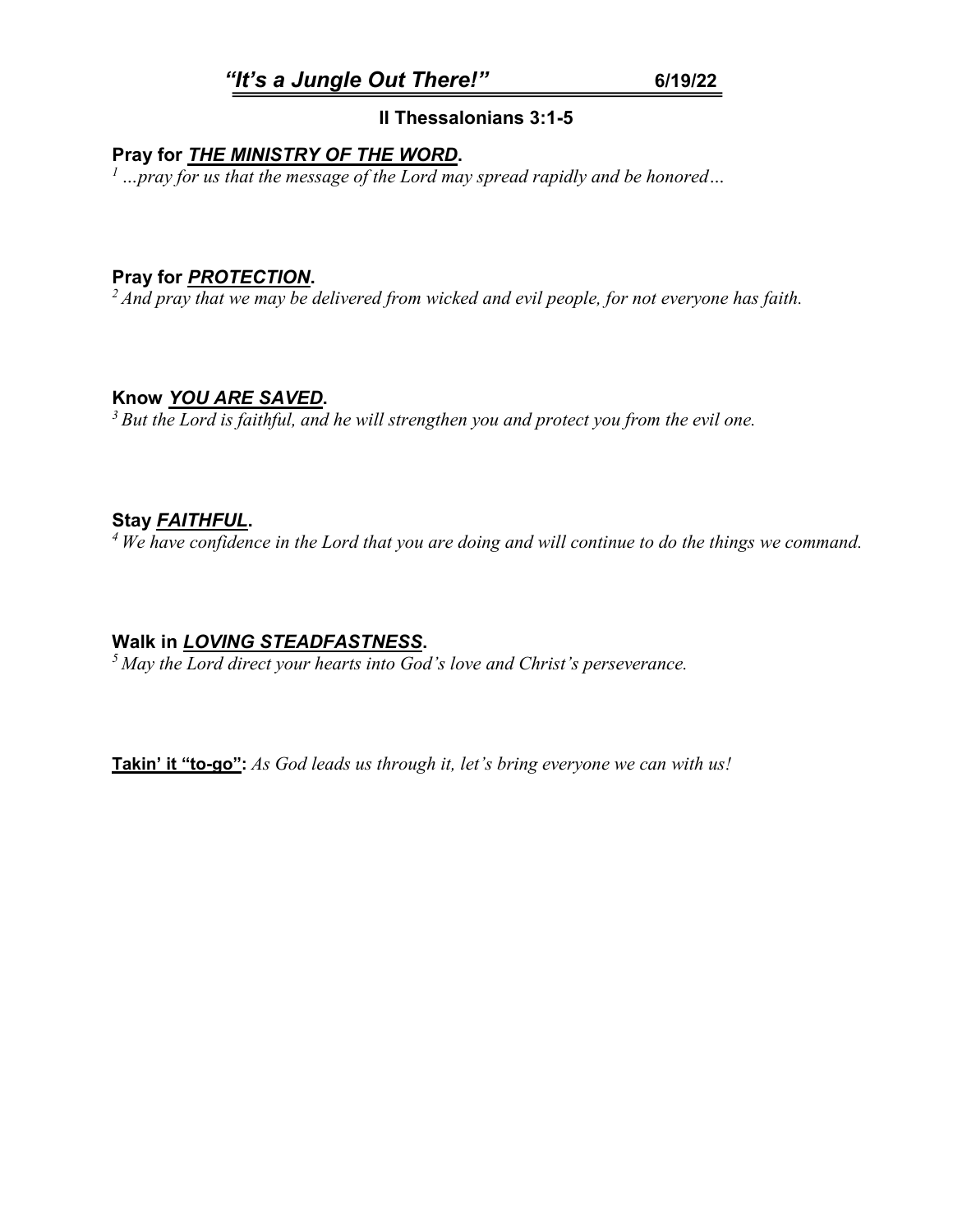# *"It's a Jungle Out There!"* 6/19/22

**II Thessalonians 3:1-5**

**Pray for *THE MINISTRY OF THE WORD*.**

*[1] …pray for us that the message of the Lord may spread rapidly and be honored…*

**Pray for *PROTECTION*.**

*[2] And pray that we may be delivered from wicked and evil people, for not everyone has faith.*

**Know *YOU ARE SAVED*.**

*[3] But the Lord is faithful, and he will strengthen you and protect you from the evil one.*

**Stay *FAITHFUL*.**

*[4] We have confidence in the Lord that you are doing and will continue to do the things we command.*

**Walk in *LOVING STEADFASTNESS*.**

*[5] May the Lord direct your hearts into God's love and Christ's perseverance.*

**Takin' it "to-go":** *As God leads us through it, let's bring everyone we can with us!*